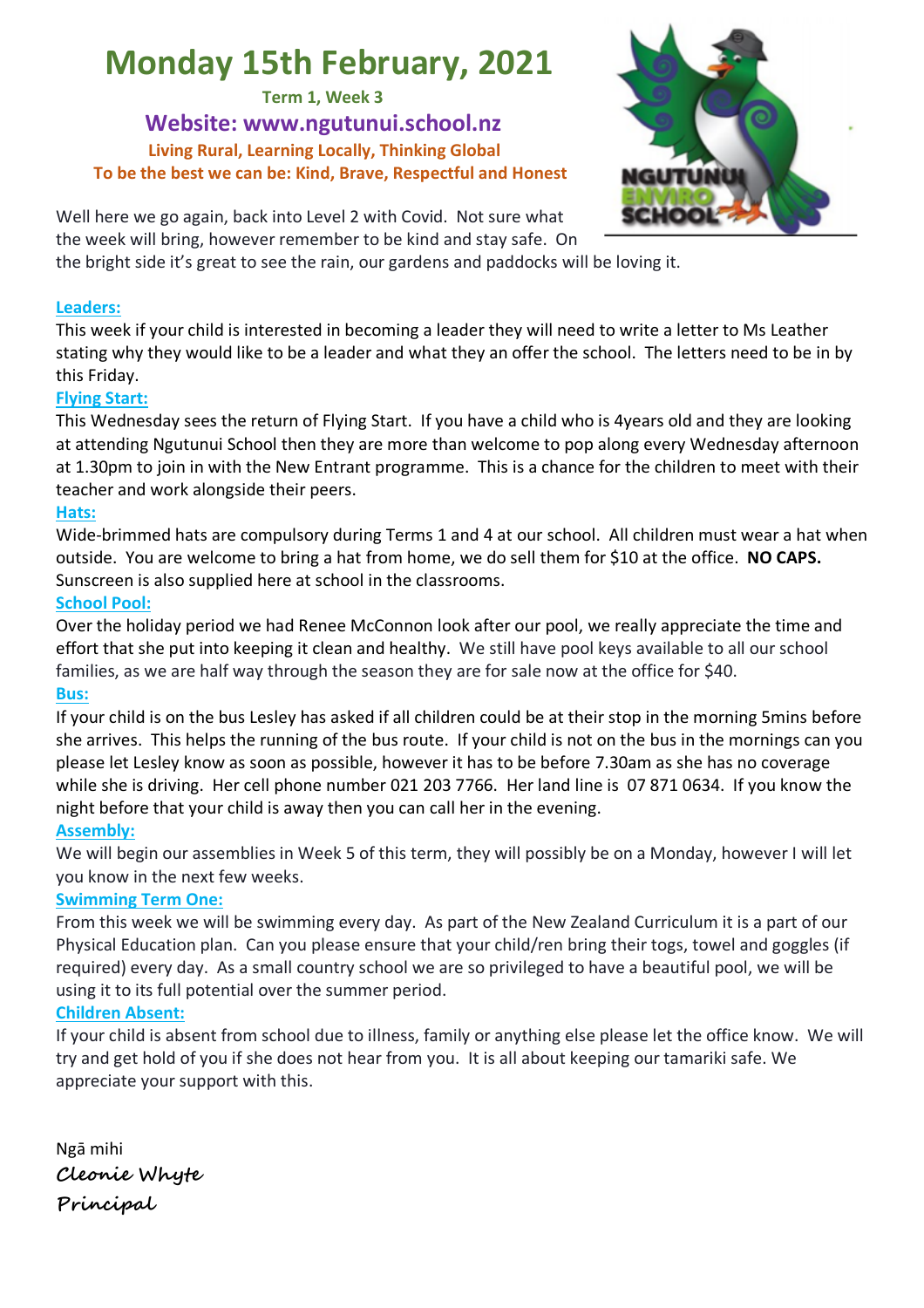# Monday 15th February, 2021

**Term 1, Week 3**

## Website: www.ngutunui.school.nz

**Living Rural, Learning Locally, Thinking Global**

**To be the best we can be: Kind, Brave, Respectful and Honest**

Well here we go again, back into Level 2 with Covid. Not sure what the week will bring, however remember to be kind and stay safe. On the bright side it's great to see the rain, our gardens and paddocks will be loving it.

### Leaders:

This week if your child is interested in becoming a leader they will need to write a letter to Ms Leather stating why they would like to be a leader and what they an offer the school. The letters need to be in by this Friday.

### Flying Start:

This Wednesday sees the return of Flying Start. If you have a child who is 4years old and they are looking at attending Ngutunui School then they are more than welcome to pop along every Wednesday afternoon at 1.30pm to join in with the New Entrant programme. This is a chance for the children to meet with their teacher and work alongside their peers.

### Hats:

Wide-brimmed hats are compulsory during Terms 1 and 4 at our school. All children must wear a hat when outside. You are welcome to bring a hat from home, we do sell them for $10 at the office. **NO CAPS.** Sunscreen is also supplied here at school in the classrooms.

### School Pool:

Over the holiday period we had Renee McConnon look after our pool, we really appreciate the time and effort that she put into keeping it clean and healthy. We still have pool keys available to all our school families, as we are half way through the season they are for sale now at the office for $40.

### Bus:

If your child is on the bus Lesley has asked if all children could be at their stop in the morning 5mins before she arrives. This helps the running of the bus route. If your child is not on the bus in the mornings can you please let Lesley know as soon as possible, however it has to be before 7.30am as she has no coverage while she is driving. Her cell phone number 021 203 7766. Her land line is 07 871 0634. If you know the night before that your child is away then you can call her in the evening.

### Assembly:

We will begin our assemblies in Week 5 of this term, they will possibly be on a Monday, however I will let you know in the next few weeks.

### Swimming Term One:

From this week we will be swimming every day. As part of the New Zealand Curriculum it is a part of our Physical Education plan. Can you please ensure that your child/ren bring their togs, towel and goggles (if required) every day. As a small country school we are so privileged to have a beautiful pool, we will be using it to its full potential over the summer period.

### Children Absent:

If your child is absent from school due to illness, family or anything else please let the office know. We will try and get hold of you if she does not hear from you. It is all about keeping our tamariki safe. We appreciate your support with this.

Ngā mihi

*Cleonie Whyte*

*Principal*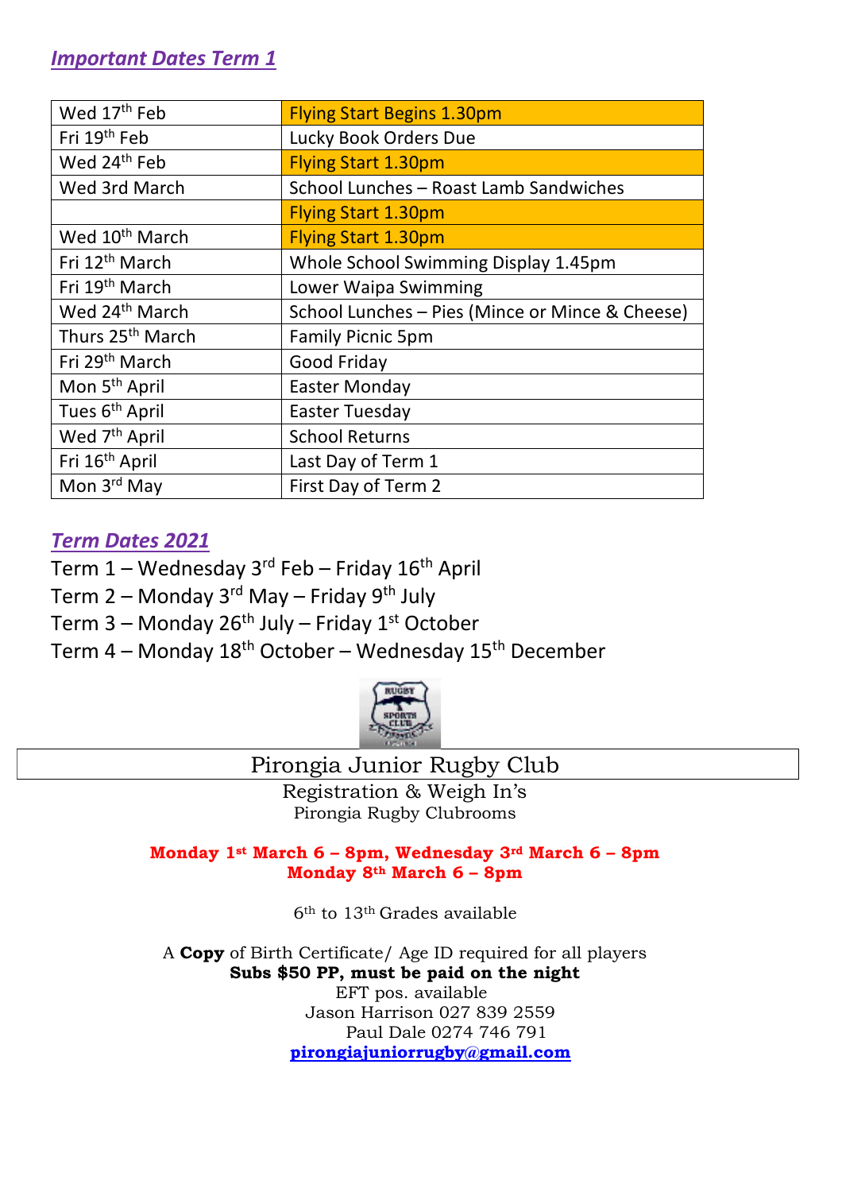## *Important Dates Term 1*

| | |
|---|---|
| Wed 17th Feb | Flying Start Begins 1.30pm |
| Fri 19th Feb | Lucky Book Orders Due |
| Wed 24th Feb | Flying Start 1.30pm |
| Wed 3rd March | School Lunches – Roast Lamb Sandwiches |
| | Flying Start 1.30pm |
| Wed 10th March | Flying Start 1.30pm |
| Fri 12th March | Whole School Swimming Display 1.45pm |
| Fri 19th March | Lower Waipa Swimming |
| Wed 24th March | School Lunches – Pies (Mince or Mince & Cheese) |
| Thurs 25th March | Family Picnic 5pm |
| Fri 29th March | Good Friday |
| Mon 5th April | Easter Monday |
| Tues 6th April | Easter Tuesday |
| Wed 7th April | School Returns |
| Fri 16th April | Last Day of Term 1 |
| Mon 3rd May | First Day of Term 2 |

## *Term Dates 2021*

Term 1 – Wednesday 3rd Feb – Friday 16th April
Term 2 – Monday 3rd May – Friday 9th July
Term 3 – Monday 26th July – Friday 1st October
Term 4 – Monday 18th October – Wednesday 15th December

## Pirongia Junior Rugby Club

Registration & Weigh In's
Pirongia Rugby Clubrooms

**Monday 1st March 6 – 8pm, Wednesday 3rd March 6 – 8pm**
**Monday 8th March 6 – 8pm**

6th to 13th Grades available

A **Copy** of Birth Certificate/ Age ID required for all players
**Subs $50 PP, must be paid on the night**
EFT pos. available
Jason Harrison 027 839 2559
Paul Dale 0274 746 791
**pirongiajuniorrugby@gmail.com**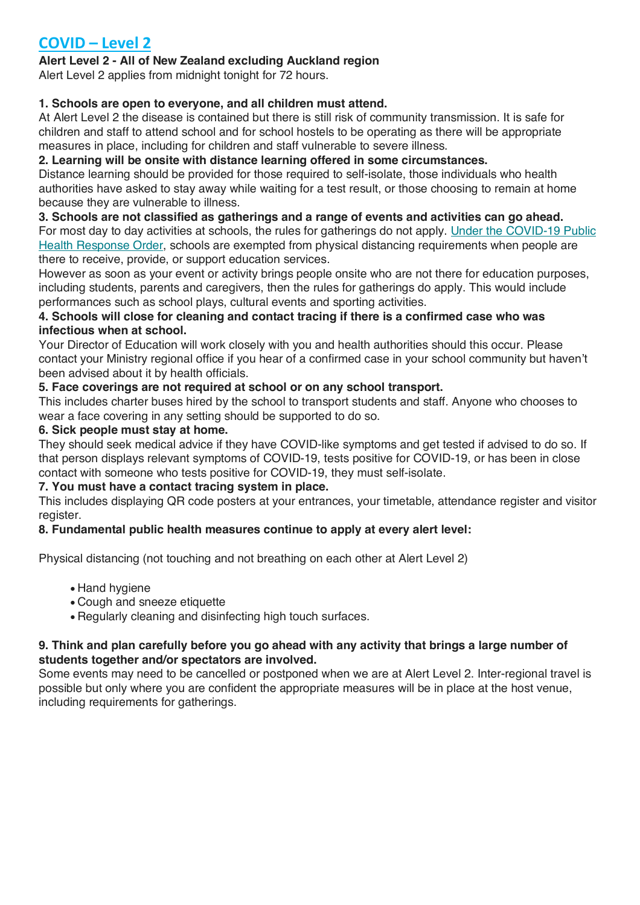# COVID – Level 2

**Alert Level 2 - All of New Zealand excluding Auckland region**

Alert Level 2 applies from midnight tonight for 72 hours.

**1. Schools are open to everyone, and all children must attend.**

At Alert Level 2 the disease is contained but there is still risk of community transmission. It is safe for children and staff to attend school and for school hostels to be operating as there will be appropriate measures in place, including for children and staff vulnerable to severe illness.

**2. Learning will be onsite with distance learning offered in some circumstances.**

Distance learning should be provided for those required to self-isolate, those individuals who health authorities have asked to stay away while waiting for a test result, or those choosing to remain at home because they are vulnerable to illness.

**3. Schools are not classified as gatherings and a range of events and activities can go ahead.**

For most day to day activities at schools, the rules for gatherings do not apply. Under the COVID-19 Public Health Response Order, schools are exempted from physical distancing requirements when people are there to receive, provide, or support education services.

However as soon as your event or activity brings people onsite who are not there for education purposes, including students, parents and caregivers, then the rules for gatherings do apply. This would include performances such as school plays, cultural events and sporting activities.

**4. Schools will close for cleaning and contact tracing if there is a confirmed case who was infectious when at school.**

Your Director of Education will work closely with you and health authorities should this occur. Please contact your Ministry regional office if you hear of a confirmed case in your school community but haven't been advised about it by health officials.

**5. Face coverings are not required at school or on any school transport.**

This includes charter buses hired by the school to transport students and staff. Anyone who chooses to wear a face covering in any setting should be supported to do so.

**6. Sick people must stay at home.**

They should seek medical advice if they have COVID-like symptoms and get tested if advised to do so. If that person displays relevant symptoms of COVID-19, tests positive for COVID-19, or has been in close contact with someone who tests positive for COVID-19, they must self-isolate.

**7. You must have a contact tracing system in place.**

This includes displaying QR code posters at your entrances, your timetable, attendance register and visitor register.

**8. Fundamental public health measures continue to apply at every alert level:**

Physical distancing (not touching and not breathing on each other at Alert Level 2)

- Hand hygiene
- Cough and sneeze etiquette
- Regularly cleaning and disinfecting high touch surfaces.

**9. Think and plan carefully before you go ahead with any activity that brings a large number of students together and/or spectators are involved.**

Some events may need to be cancelled or postponed when we are at Alert Level 2. Inter-regional travel is possible but only where you are confident the appropriate measures will be in place at the host venue, including requirements for gatherings.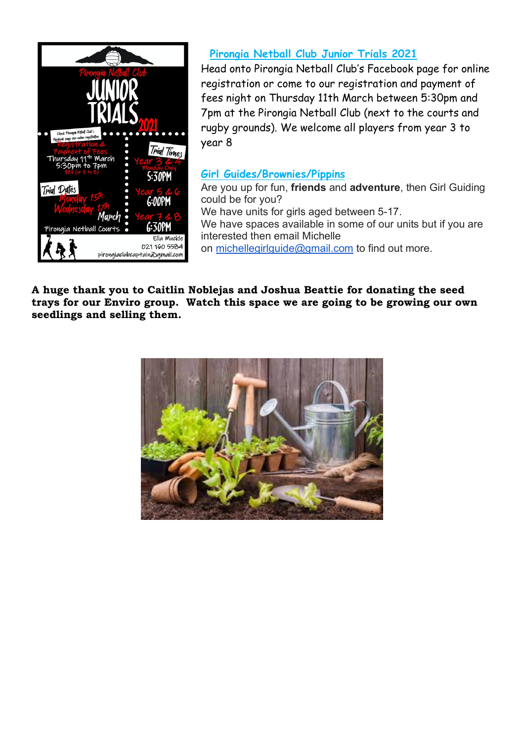## Pirongia Netball Club Junior Trials 2021

Head onto Pirongia Netball Club's Facebook page for online registration or come to our registration and payment of fees night on Thursday 11th March between 5:30pm and 7pm at the Pirongia Netball Club (next to the courts and rugby grounds). We welcome all players from year 3 to year 8

## Girl Guides/Brownies/Pippins

Are you up for fun, **friends** and **adventure**, then Girl Guiding could be for you?
We have units for girls aged between 5-17.
We have spaces available in some of our units but if you are interested then email Michelle on michellegirlguide@gmail.com to find out more.

**A huge thank you to Caitlin Noblejas and Joshua Beattie for donating the seed trays for our Enviro group. Watch this space we are going to be growing our own seedlings and selling them.**